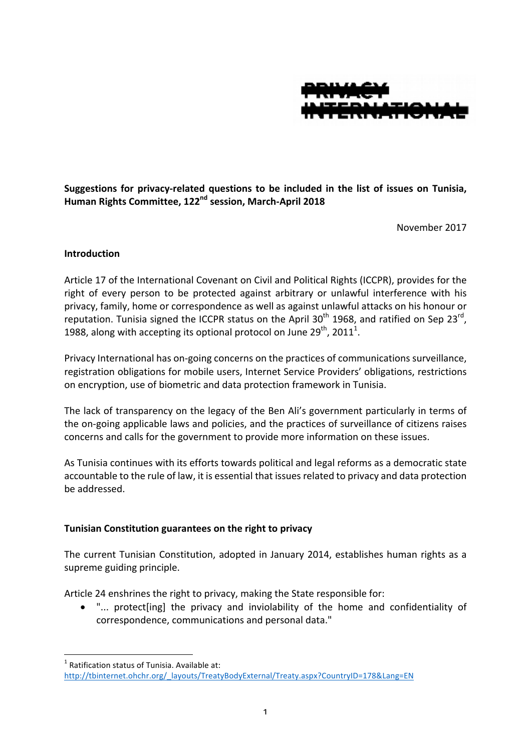PRIVACY INTERNATIONAL

**Suggestions for privacy-related questions to be included in the list of issues on Tunisia, Human Rights Committee, 122nd session, March-April 2018**

November 2017

**Introduction**

Article 17 of the International Covenant on Civil and Political Rights (ICCPR), provides for the right of every person to be protected against arbitrary or unlawful interference with his privacy, family, home or correspondence as well as against unlawful attacks on his honour or reputation. Tunisia signed the ICCPR status on the April 30th 1968, and ratified on Sep 23rd, 1988, along with accepting its optional protocol on June 29th, 2011[1].

Privacy International has on-going concerns on the practices of communications surveillance, registration obligations for mobile users, Internet Service Providers' obligations, restrictions on encryption, use of biometric and data protection framework in Tunisia.

The lack of transparency on the legacy of the Ben Ali's government particularly in terms of the on-going applicable laws and policies, and the practices of surveillance of citizens raises concerns and calls for the government to provide more information on these issues.

As Tunisia continues with its efforts towards political and legal reforms as a democratic state accountable to the rule of law, it is essential that issues related to privacy and data protection be addressed.

**Tunisian Constitution guarantees on the right to privacy**

The current Tunisian Constitution, adopted in January 2014, establishes human rights as a supreme guiding principle.

Article 24 enshrines the right to privacy, making the State responsible for:

- "... protect[ing] the privacy and inviolability of the home and confidentiality of correspondence, communications and personal data."

[1] Ratification status of Tunisia. Available at: http://tbinternet.ohchr.org/_layouts/TreatyBodyExternal/Treaty.aspx?CountryID=178&Lang=EN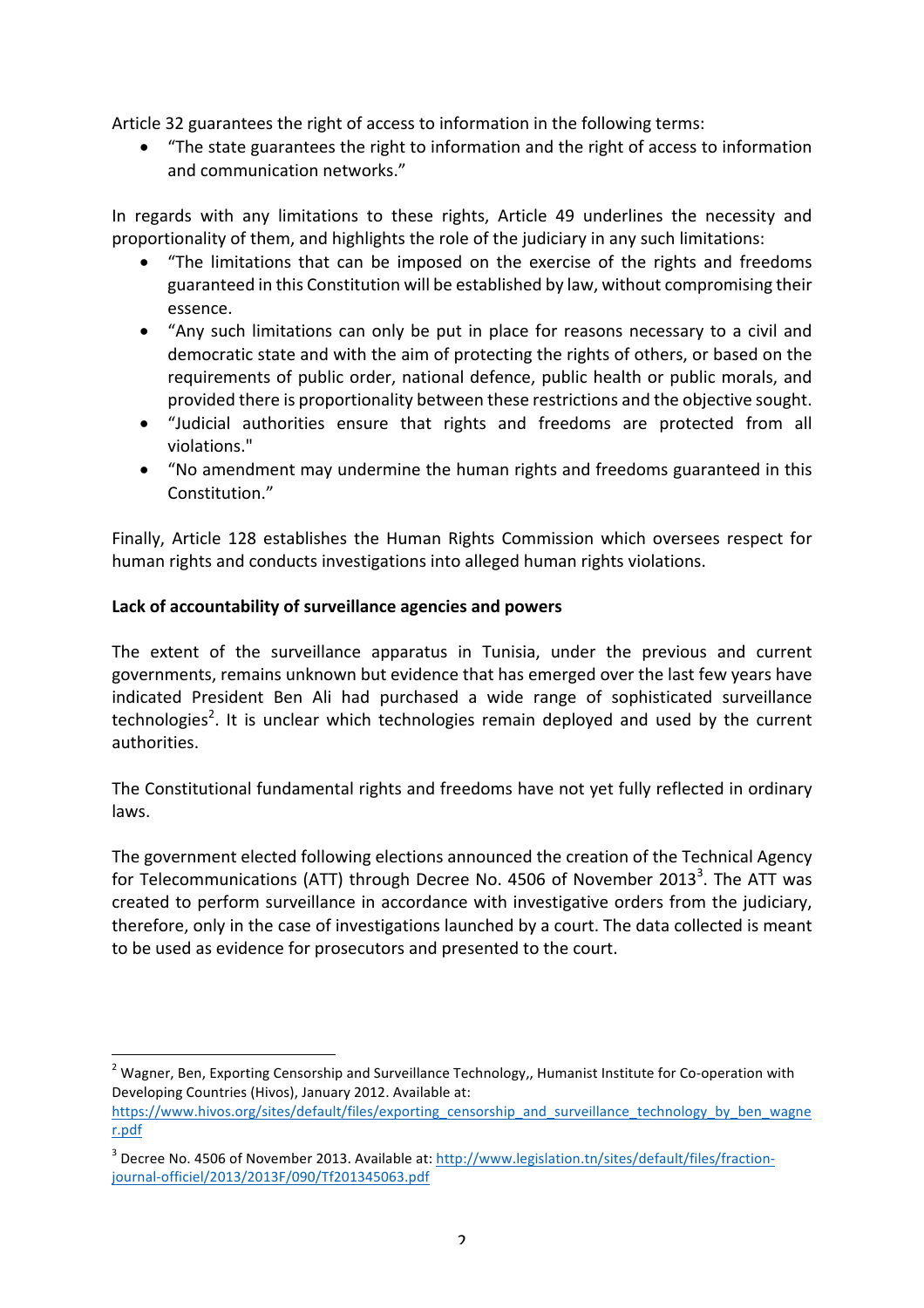Article 32 guarantees the right of access to information in the following terms:

- "The state guarantees the right to information and the right of access to information and communication networks."

In regards with any limitations to these rights, Article 49 underlines the necessity and proportionality of them, and highlights the role of the judiciary in any such limitations:

- "The limitations that can be imposed on the exercise of the rights and freedoms guaranteed in this Constitution will be established by law, without compromising their essence.
- "Any such limitations can only be put in place for reasons necessary to a civil and democratic state and with the aim of protecting the rights of others, or based on the requirements of public order, national defence, public health or public morals, and provided there is proportionality between these restrictions and the objective sought.
- "Judicial authorities ensure that rights and freedoms are protected from all violations."
- "No amendment may undermine the human rights and freedoms guaranteed in this Constitution."

Finally, Article 128 establishes the Human Rights Commission which oversees respect for human rights and conducts investigations into alleged human rights violations.

**Lack of accountability of surveillance agencies and powers**

The extent of the surveillance apparatus in Tunisia, under the previous and current governments, remains unknown but evidence that has emerged over the last few years have indicated President Ben Ali had purchased a wide range of sophisticated surveillance technologies[2]. It is unclear which technologies remain deployed and used by the current authorities.

The Constitutional fundamental rights and freedoms have not yet fully reflected in ordinary laws.

The government elected following elections announced the creation of the Technical Agency for Telecommunications (ATT) through Decree No. 4506 of November 2013[3]. The ATT was created to perform surveillance in accordance with investigative orders from the judiciary, therefore, only in the case of investigations launched by a court. The data collected is meant to be used as evidence for prosecutors and presented to the court.

---

[2] Wagner, Ben, Exporting Censorship and Surveillance Technology,, Humanist Institute for Co-operation with Developing Countries (Hivos), January 2012. Available at: https://www.hivos.org/sites/default/files/exporting_censorship_and_surveillance_technology_by_ben_wagner.pdf

[3] Decree No. 4506 of November 2013. Available at: http://www.legislation.tn/sites/default/files/fraction-journal-officiel/2013/2013F/090/Tf201345063.pdf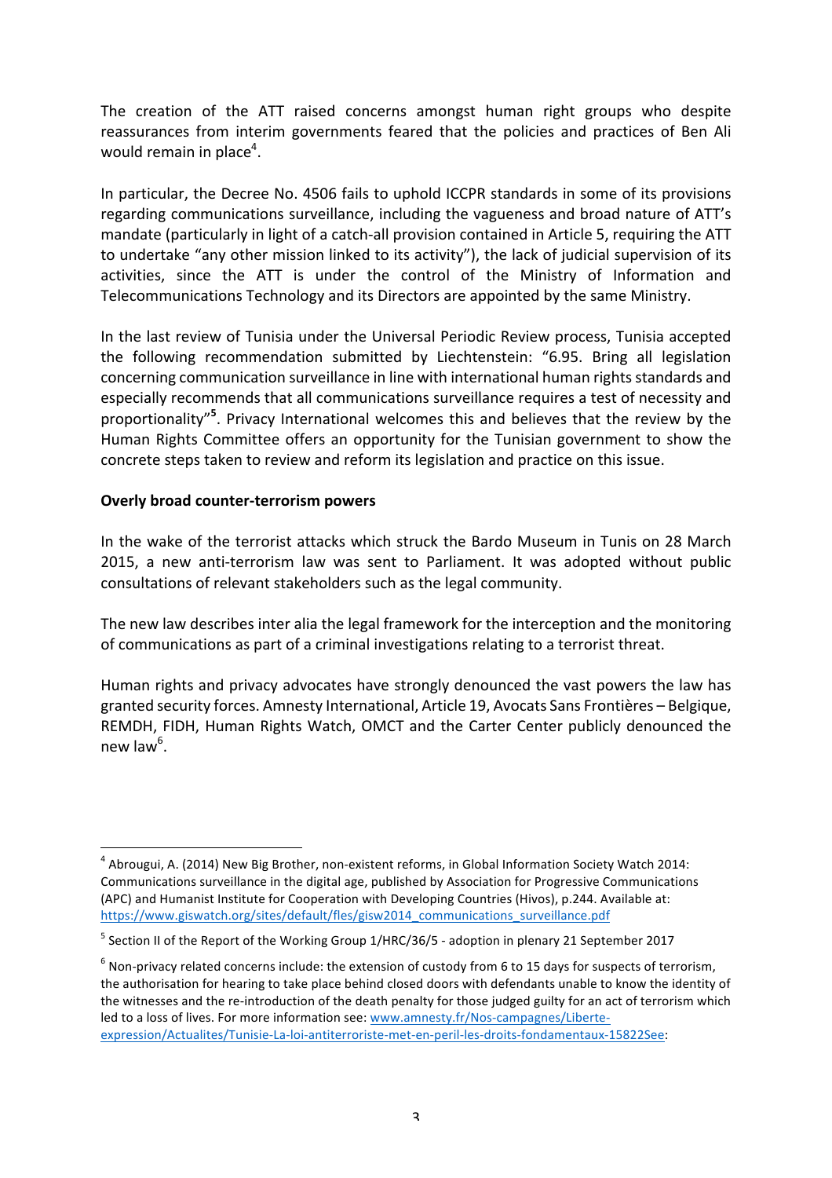The creation of the ATT raised concerns amongst human right groups who despite reassurances from interim governments feared that the policies and practices of Ben Ali would remain in place[4].

In particular, the Decree No. 4506 fails to uphold ICCPR standards in some of its provisions regarding communications surveillance, including the vagueness and broad nature of ATT's mandate (particularly in light of a catch-all provision contained in Article 5, requiring the ATT to undertake "any other mission linked to its activity"), the lack of judicial supervision of its activities, since the ATT is under the control of the Ministry of Information and Telecommunications Technology and its Directors are appointed by the same Ministry.

In the last review of Tunisia under the Universal Periodic Review process, Tunisia accepted the following recommendation submitted by Liechtenstein: "6.95. Bring all legislation concerning communication surveillance in line with international human rights standards and especially recommends that all communications surveillance requires a test of necessity and proportionality"[5]. Privacy International welcomes this and believes that the review by the Human Rights Committee offers an opportunity for the Tunisian government to show the concrete steps taken to review and reform its legislation and practice on this issue.

**Overly broad counter-terrorism powers**

In the wake of the terrorist attacks which struck the Bardo Museum in Tunis on 28 March 2015, a new anti-terrorism law was sent to Parliament. It was adopted without public consultations of relevant stakeholders such as the legal community.

The new law describes inter alia the legal framework for the interception and the monitoring of communications as part of a criminal investigations relating to a terrorist threat.

Human rights and privacy advocates have strongly denounced the vast powers the law has granted security forces. Amnesty International, Article 19, Avocats Sans Frontières – Belgique, REMDH, FIDH, Human Rights Watch, OMCT and the Carter Center publicly denounced the new law[6].

---

[4] Abrougui, A. (2014) New Big Brother, non-existent reforms, in Global Information Society Watch 2014: Communications surveillance in the digital age, published by Association for Progressive Communications (APC) and Humanist Institute for Cooperation with Developing Countries (Hivos), p.244. Available at: https://www.giswatch.org/sites/default/fles/gisw2014_communications_surveillance.pdf

[5] Section II of the Report of the Working Group 1/HRC/36/5 - adoption in plenary 21 September 2017

[6] Non-privacy related concerns include: the extension of custody from 6 to 15 days for suspects of terrorism, the authorisation for hearing to take place behind closed doors with defendants unable to know the identity of the witnesses and the re-introduction of the death penalty for those judged guilty for an act of terrorism which led to a loss of lives. For more information see: www.amnesty.fr/Nos-campagnes/Liberte-expression/Actualites/Tunisie-La-loi-antiterroriste-met-en-peril-les-droits-fondamentaux-15822See: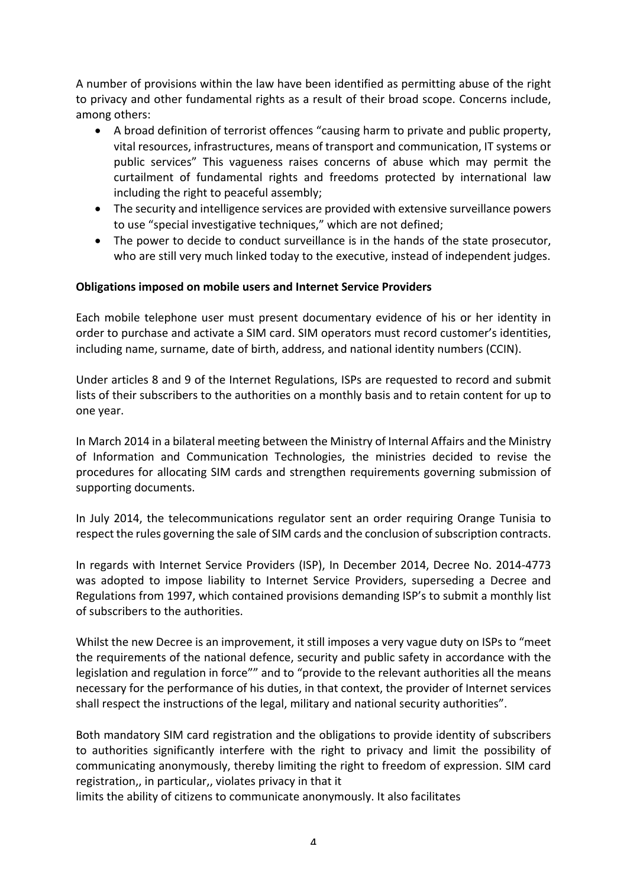A number of provisions within the law have been identified as permitting abuse of the right to privacy and other fundamental rights as a result of their broad scope. Concerns include, among others:

- A broad definition of terrorist offences "causing harm to private and public property, vital resources, infrastructures, means of transport and communication, IT systems or public services" This vagueness raises concerns of abuse which may permit the curtailment of fundamental rights and freedoms protected by international law including the right to peaceful assembly;
- The security and intelligence services are provided with extensive surveillance powers to use "special investigative techniques," which are not defined;
- The power to decide to conduct surveillance is in the hands of the state prosecutor, who are still very much linked today to the executive, instead of independent judges.

**Obligations imposed on mobile users and Internet Service Providers**

Each mobile telephone user must present documentary evidence of his or her identity in order to purchase and activate a SIM card. SIM operators must record customer's identities, including name, surname, date of birth, address, and national identity numbers (CCIN).

Under articles 8 and 9 of the Internet Regulations, ISPs are requested to record and submit lists of their subscribers to the authorities on a monthly basis and to retain content for up to one year.

In March 2014 in a bilateral meeting between the Ministry of Internal Affairs and the Ministry of Information and Communication Technologies, the ministries decided to revise the procedures for allocating SIM cards and strengthen requirements governing submission of supporting documents.

In July 2014, the telecommunications regulator sent an order requiring Orange Tunisia to respect the rules governing the sale of SIM cards and the conclusion of subscription contracts.

In regards with Internet Service Providers (ISP), In December 2014, Decree No. 2014-4773 was adopted to impose liability to Internet Service Providers, superseding a Decree and Regulations from 1997, which contained provisions demanding ISP's to submit a monthly list of subscribers to the authorities.

Whilst the new Decree is an improvement, it still imposes a very vague duty on ISPs to "meet the requirements of the national defence, security and public safety in accordance with the legislation and regulation in force"" and to "provide to the relevant authorities all the means necessary for the performance of his duties, in that context, the provider of Internet services shall respect the instructions of the legal, military and national security authorities".

Both mandatory SIM card registration and the obligations to provide identity of subscribers to authorities significantly interfere with the right to privacy and limit the possibility of communicating anonymously, thereby limiting the right to freedom of expression. SIM card registration,, in particular,, violates privacy in that it
limits the ability of citizens to communicate anonymously. It also facilitates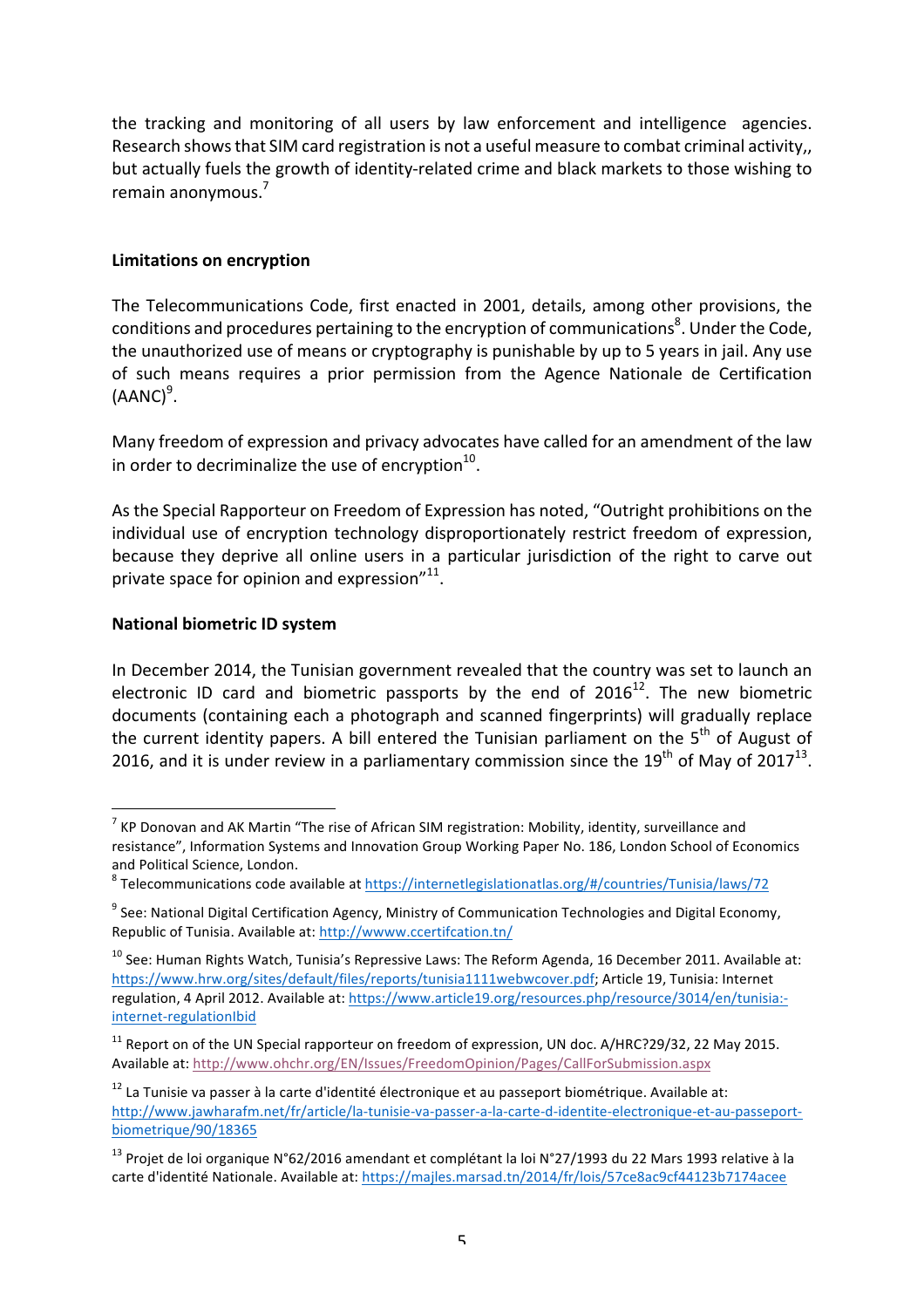the tracking and monitoring of all users by law enforcement and intelligence agencies. Research shows that SIM card registration is not a useful measure to combat criminal activity,, but actually fuels the growth of identity-related crime and black markets to those wishing to remain anonymous.[7]

**Limitations on encryption**

The Telecommunications Code, first enacted in 2001, details, among other provisions, the conditions and procedures pertaining to the encryption of communications[8]. Under the Code, the unauthorized use of means or cryptography is punishable by up to 5 years in jail. Any use of such means requires a prior permission from the Agence Nationale de Certification (AANC)[9].

Many freedom of expression and privacy advocates have called for an amendment of the law in order to decriminalize the use of encryption[10].

As the Special Rapporteur on Freedom of Expression has noted, "Outright prohibitions on the individual use of encryption technology disproportionately restrict freedom of expression, because they deprive all online users in a particular jurisdiction of the right to carve out private space for opinion and expression"[11].

**National biometric ID system**

In December 2014, the Tunisian government revealed that the country was set to launch an electronic ID card and biometric passports by the end of 2016[12]. The new biometric documents (containing each a photograph and scanned fingerprints) will gradually replace the current identity papers. A bill entered the Tunisian parliament on the 5th of August of 2016, and it is under review in a parliamentary commission since the 19th of May of 2017[13].

---

[7] KP Donovan and AK Martin "The rise of African SIM registration: Mobility, identity, surveillance and resistance", Information Systems and Innovation Group Working Paper No. 186, London School of Economics and Political Science, London.

[8] Telecommunications code available at https://internetlegislationatlas.org/#/countries/Tunisia/laws/72

[9] See: National Digital Certification Agency, Ministry of Communication Technologies and Digital Economy, Republic of Tunisia. Available at: http://wwww.ccertifcation.tn/

[10] See: Human Rights Watch, Tunisia's Repressive Laws: The Reform Agenda, 16 December 2011. Available at: https://www.hrw.org/sites/default/files/reports/tunisia1111webwcover.pdf; Article 19, Tunisia: Internet regulation, 4 April 2012. Available at: https://www.article19.org/resources.php/resource/3014/en/tunisia:-internet-regulationIbid

[11] Report on of the UN Special rapporteur on freedom of expression, UN doc. A/HRC?29/32, 22 May 2015. Available at: http://www.ohchr.org/EN/Issues/FreedomOpinion/Pages/CallForSubmission.aspx

[12] La Tunisie va passer à la carte d'identité électronique et au passeport biométrique. Available at: http://www.jawharafm.net/fr/article/la-tunisie-va-passer-a-la-carte-d-identite-electronique-et-au-passeport-biometrique/90/18365

[13] Projet de loi organique N°62/2016 amendant et complétant la loi N°27/1993 du 22 Mars 1993 relative à la carte d'identité Nationale. Available at: https://majles.marsad.tn/2014/fr/lois/57ce8ac9cf44123b7174acee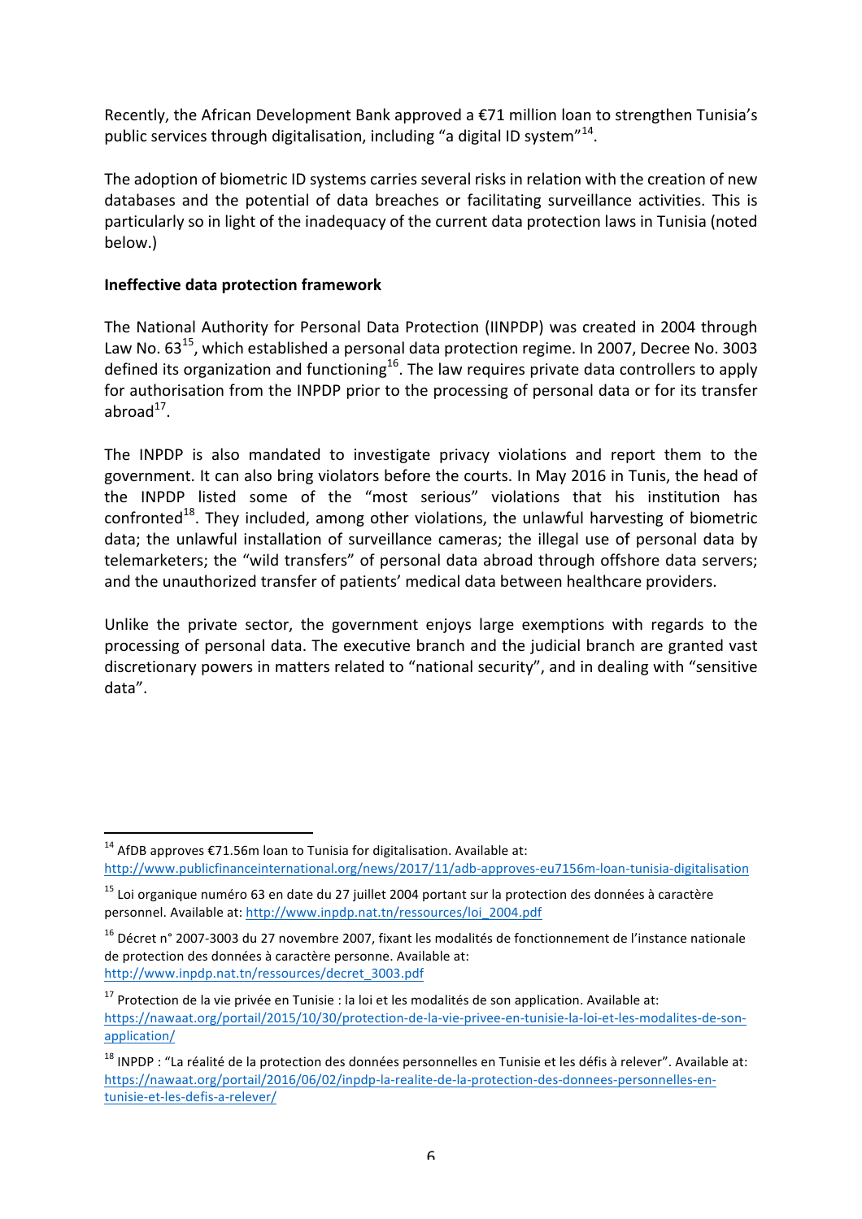Recently, the African Development Bank approved a €71 million loan to strengthen Tunisia's public services through digitalisation, including "a digital ID system"[14].

The adoption of biometric ID systems carries several risks in relation with the creation of new databases and the potential of data breaches or facilitating surveillance activities. This is particularly so in light of the inadequacy of the current data protection laws in Tunisia (noted below.)

**Ineffective data protection framework**

The National Authority for Personal Data Protection (IINPDP) was created in 2004 through Law No. 63[15], which established a personal data protection regime. In 2007, Decree No. 3003 defined its organization and functioning[16]. The law requires private data controllers to apply for authorisation from the INPDP prior to the processing of personal data or for its transfer abroad[17].

The INPDP is also mandated to investigate privacy violations and report them to the government. It can also bring violators before the courts. In May 2016 in Tunis, the head of the INPDP listed some of the "most serious" violations that his institution has confronted[18]. They included, among other violations, the unlawful harvesting of biometric data; the unlawful installation of surveillance cameras; the illegal use of personal data by telemarketers; the "wild transfers" of personal data abroad through offshore data servers; and the unauthorized transfer of patients' medical data between healthcare providers.

Unlike the private sector, the government enjoys large exemptions with regards to the processing of personal data. The executive branch and the judicial branch are granted vast discretionary powers in matters related to "national security", and in dealing with "sensitive data".

---

[14] AfDB approves €71.56m loan to Tunisia for digitalisation. Available at: http://www.publicfinanceinternational.org/news/2017/11/adb-approves-eu7156m-loan-tunisia-digitalisation

[15] Loi organique numéro 63 en date du 27 juillet 2004 portant sur la protection des données à caractère personnel. Available at: http://www.inpdp.nat.tn/ressources/loi_2004.pdf

[16] Décret n° 2007-3003 du 27 novembre 2007, fixant les modalités de fonctionnement de l'instance nationale de protection des données à caractère personne. Available at: http://www.inpdp.nat.tn/ressources/decret_3003.pdf

[17] Protection de la vie privée en Tunisie : la loi et les modalités de son application. Available at: https://nawaat.org/portail/2015/10/30/protection-de-la-vie-privee-en-tunisie-la-loi-et-les-modalites-de-son-application/

[18] INPDP : "La réalité de la protection des données personnelles en Tunisie et les défis à relever". Available at: https://nawaat.org/portail/2016/06/02/inpdp-la-realite-de-la-protection-des-donnees-personnelles-en-tunisie-et-les-defis-a-relever/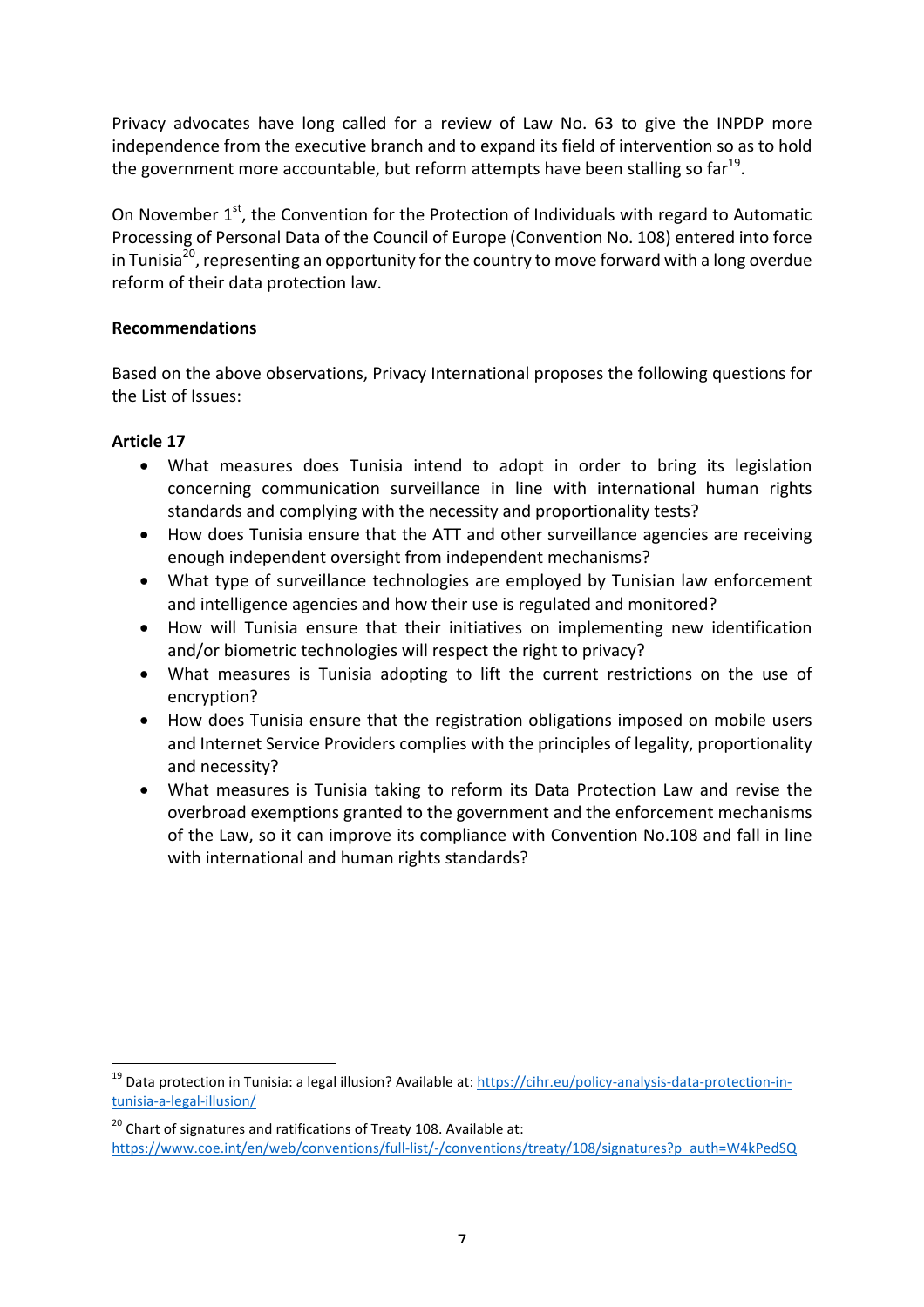Privacy advocates have long called for a review of Law No. 63 to give the INPDP more independence from the executive branch and to expand its field of intervention so as to hold the government more accountable, but reform attempts have been stalling so far[19].

On November 1st, the Convention for the Protection of Individuals with regard to Automatic Processing of Personal Data of the Council of Europe (Convention No. 108) entered into force in Tunisia[20], representing an opportunity for the country to move forward with a long overdue reform of their data protection law.

**Recommendations**

Based on the above observations, Privacy International proposes the following questions for the List of Issues:

**Article 17**

- What measures does Tunisia intend to adopt in order to bring its legislation concerning communication surveillance in line with international human rights standards and complying with the necessity and proportionality tests?
- How does Tunisia ensure that the ATT and other surveillance agencies are receiving enough independent oversight from independent mechanisms?
- What type of surveillance technologies are employed by Tunisian law enforcement and intelligence agencies and how their use is regulated and monitored?
- How will Tunisia ensure that their initiatives on implementing new identification and/or biometric technologies will respect the right to privacy?
- What measures is Tunisia adopting to lift the current restrictions on the use of encryption?
- How does Tunisia ensure that the registration obligations imposed on mobile users and Internet Service Providers complies with the principles of legality, proportionality and necessity?
- What measures is Tunisia taking to reform its Data Protection Law and revise the overbroad exemptions granted to the government and the enforcement mechanisms of the Law, so it can improve its compliance with Convention No.108 and fall in line with international and human rights standards?

---

[19] Data protection in Tunisia: a legal illusion? Available at: https://cihr.eu/policy-analysis-data-protection-in-tunisia-a-legal-illusion/

[20] Chart of signatures and ratifications of Treaty 108. Available at: https://www.coe.int/en/web/conventions/full-list/-/conventions/treaty/108/signatures?p_auth=W4kPedSQ